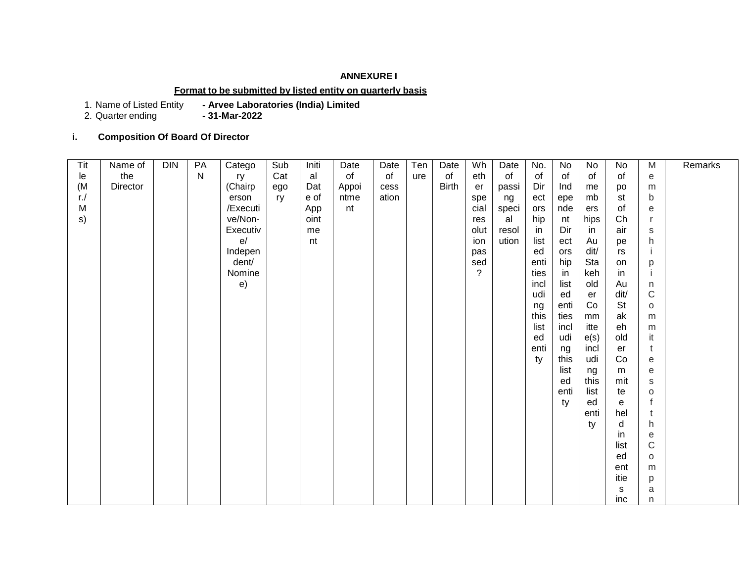**ANNEXURE I**

**Format to be submitted by listed entity on quarterly basis**

1. Name of Listed Entity **- Arvee Laboratories (India) Limited**
2. Quarter ending **- 31-Mar-2022**

**i. Composition Of Board Of Director**

| Title (Mr./Ms) | Name of the Director | DIN | PAN | Category (Chairperson /Executive/Non-Executive/ Independent/ Nominee) | Sub Category | Initial Date of Appointment | Date of Appointment | Date of cessation | Tenure | Date of Birth | Whether special resolution passed? | Date of passing special resolution | No. of Directorship in listed entities including this listed entity | No of Independent Directorship in listed entities including this listed entity | No of memberships in Audit/ Stakeholder Committee(s) including this listed entity | No of post of Chairperson in Audit/ Stakeholder Committee held in listed entities inc | Membership in Committees of the Compan | Remarks |
|---|---|---|---|---|---|---|---|---|---|---|---|---|---|---|---|---|---|---|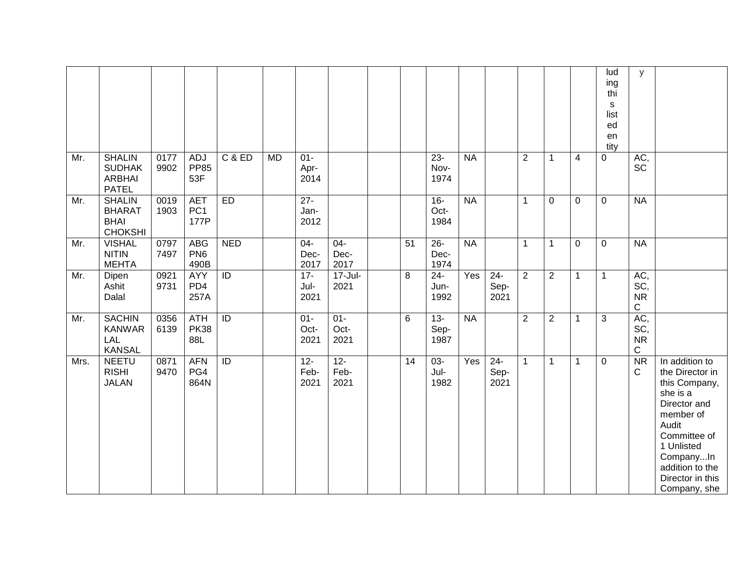| | | | | | | | | | | | | | | | | luding this listed entity | y | |
|---|---|---|---|---|---|---|---|---|---|---|---|---|---|---|---|---|---|---|
| Mr. | SHALIN SUDHAKARBHAI PATEL | 01779902 | ADJPP8553F | C & ED | MD | 01-Apr-2014 | | | | 23-Nov-1974 | NA | | 2 | 1 | 4 | 0 | AC, SC | |
| Mr. | SHALIN BHARAT BHAI CHOKSHI | 00191903 | AETPC1177P | ED | | 27-Jan-2012 | | | | 16-Oct-1984 | NA | | 1 | 0 | 0 | 0 | NA | |
| Mr. | VISHAL NITIN MEHTA | 07977497 | ABGPN6490B | NED | | 04-Dec-2017 | 04-Dec-2017 | | 51 | 26-Dec-1974 | NA | | 1 | 1 | 0 | 0 | NA | |
| Mr. | Dipen Ashit Dalal | 09219731 | AYYPD4257A | ID | | 17-Jul-2021 | 17-Jul-2021 | | 8 | 24-Jun-1992 | Yes | 24-Sep-2021 | 2 | 2 | 1 | 1 | AC, SC, NRC | |
| Mr. | SACHIN KANWARLAL KANSAL | 03566139 | ATHPK3888L | ID | | 01-Oct-2021 | 01-Oct-2021 | | 6 | 13-Sep-1987 | NA | | 2 | 2 | 1 | 3 | AC, SC, NRC | |
| Mrs. | NEETU RISHI JALAN | 08719470 | AFNPG4864N | ID | | 12-Feb-2021 | 12-Feb-2021 | | 14 | 03-Jul-1982 | Yes | 24-Sep-2021 | 1 | 1 | 1 | 0 | NRC | In addition to the Director in this Company, she is a Director and member of Audit Committee of 1 Unlisted Company...In addition to the Director in this Company, she |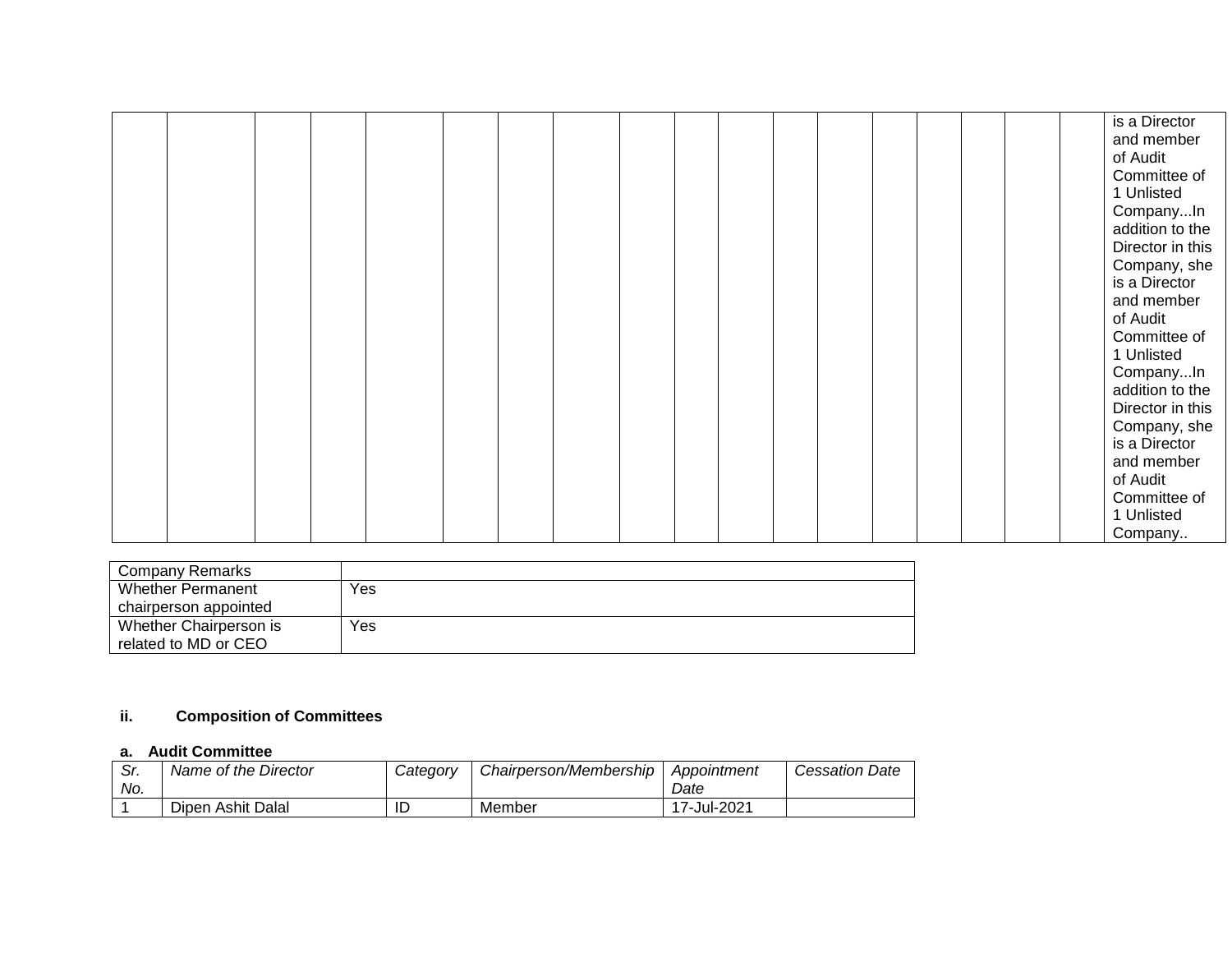| | | | | | | | | | | | | | | | | | | |
|---|---|---|---|---|---|---|---|---|---|---|---|---|---|---|---|---|---|---|
| | | | | | | | | | | | | | | | | | | is a Director and member of Audit Committee of 1 Unlisted Company...In addition to the Director in this Company, she is a Director and member of Audit Committee of 1 Unlisted Company...In addition to the Director in this Company, she is a Director and member of Audit Committee of 1 Unlisted Company.. |

| Company Remarks | |
|---|---|
| Whether Permanent chairperson appointed | Yes |
| Whether Chairperson is related to MD or CEO | Yes |

**ii. Composition of Committees**

**a. Audit Committee**

| *Sr. No.* | *Name of the Director* | *Category* | *Chairperson/Membership* | *Appointment Date* | *Cessation Date* |
|---|---|---|---|---|---|
| 1 | Dipen Ashit Dalal | ID | Member | 17-Jul-2021 | |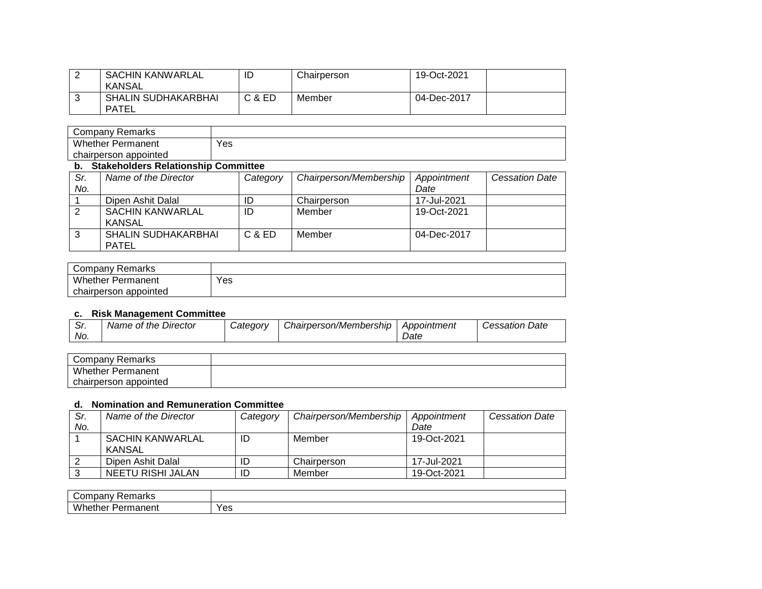| 2 | SACHIN KANWARLAL KANSAL | ID | Chairperson | 19-Oct-2021 | |
|---|---|---|---|---|---|
| 3 | SHALIN SUDHAKARBHAI PATEL | C & ED | Member | 04-Dec-2017 | |

| Company Remarks | |
|---|---|
| Whether Permanent chairperson appointed | Yes |

**b. Stakeholders Relationship Committee**

| *Sr. No.* | *Name of the Director* | *Category* | *Chairperson/Membership* | *Appointment Date* | *Cessation Date* |
|---|---|---|---|---|---|
| 1 | Dipen Ashit Dalal | ID | Chairperson | 17-Jul-2021 | |
| 2 | SACHIN KANWARLAL KANSAL | ID | Member | 19-Oct-2021 | |
| 3 | SHALIN SUDHAKARBHAI PATEL | C & ED | Member | 04-Dec-2017 | |

| Company Remarks | |
|---|---|
| Whether Permanent chairperson appointed | Yes |

**c. Risk Management Committee**

| *Sr. No.* | *Name of the Director* | *Category* | *Chairperson/Membership* | *Appointment Date* | *Cessation Date* |
|---|---|---|---|---|---|

| Company Remarks | |
|---|---|
| Whether Permanent chairperson appointed | |

**d. Nomination and Remuneration Committee**

| *Sr. No.* | *Name of the Director* | *Category* | *Chairperson/Membership* | *Appointment Date* | *Cessation Date* |
|---|---|---|---|---|---|
| 1 | SACHIN KANWARLAL KANSAL | ID | Member | 19-Oct-2021 | |
| 2 | Dipen Ashit Dalal | ID | Chairperson | 17-Jul-2021 | |
| 3 | NEETU RISHI JALAN | ID | Member | 19-Oct-2021 | |

| Company Remarks | |
|---|---|
| Whether Permanent | Yes |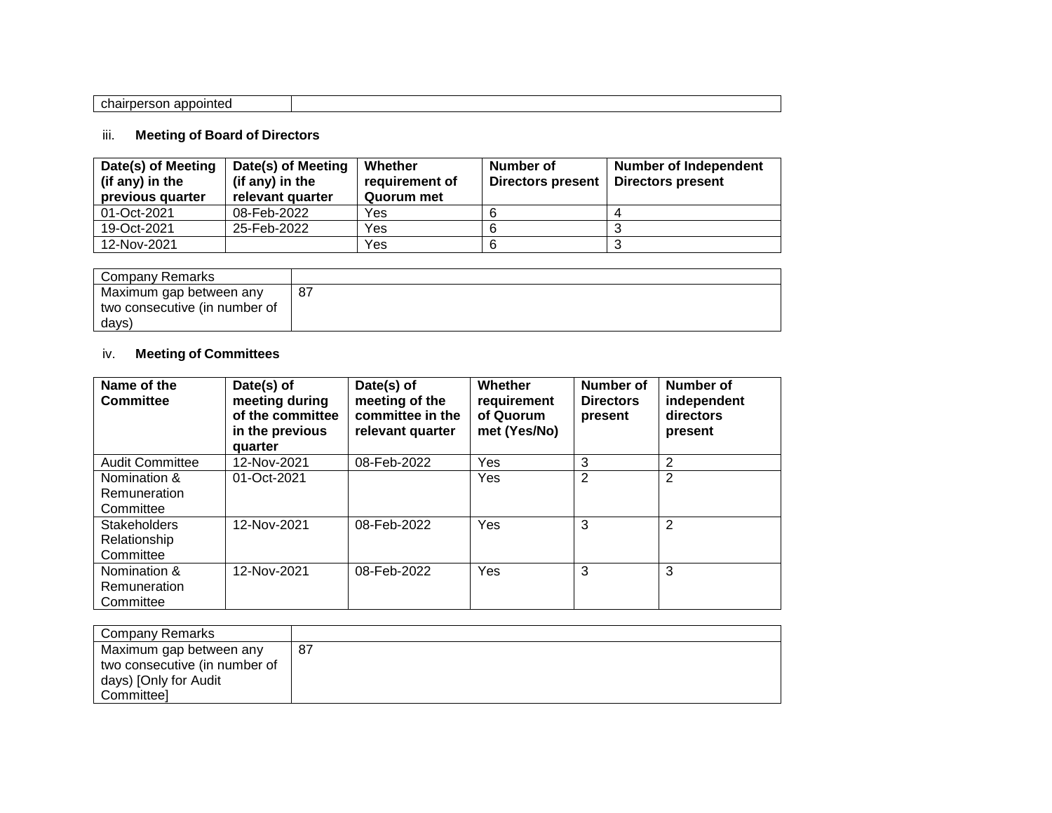| chairperson appointed | |
|---|---|

iii. **Meeting of Board of Directors**

| Date(s) of Meeting (if any) in the previous quarter | Date(s) of Meeting (if any) in the relevant quarter | Whether requirement of Quorum met | Number of Directors present | Number of Independent Directors present |
|---|---|---|---|---|
| 01-Oct-2021 | 08-Feb-2022 | Yes | 6 | 4 |
| 19-Oct-2021 | 25-Feb-2022 | Yes | 6 | 3 |
| 12-Nov-2021 | | Yes | 6 | 3 |

| Company Remarks | |
|---|---|
| Maximum gap between any two consecutive (in number of days) | 87 |

iv. **Meeting of Committees**

| Name of the Committee | Date(s) of meeting during of the committee in the previous quarter | Date(s) of meeting of the committee in the relevant quarter | Whether requirement of Quorum met (Yes/No) | Number of Directors present | Number of independent directors present |
|---|---|---|---|---|---|
| Audit Committee | 12-Nov-2021 | 08-Feb-2022 | Yes | 3 | 2 |
| Nomination & Remuneration Committee | 01-Oct-2021 | | Yes | 2 | 2 |
| Stakeholders Relationship Committee | 12-Nov-2021 | 08-Feb-2022 | Yes | 3 | 2 |
| Nomination & Remuneration Committee | 12-Nov-2021 | 08-Feb-2022 | Yes | 3 | 3 |

| Company Remarks | |
|---|---|
| Maximum gap between any two consecutive (in number of days) [Only for Audit Committee] | 87 |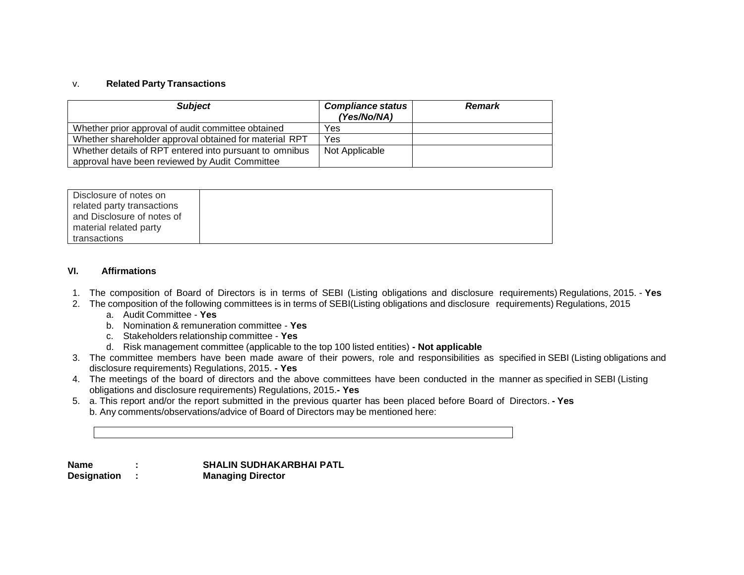v. **Related Party Transactions**

| ***Subject*** | ***Compliance status (Yes/No/NA)*** | ***Remark*** |
| --- | --- | --- |
| Whether prior approval of audit committee obtained | Yes | |
| Whether shareholder approval obtained for material RPT | Yes | |
| Whether details of RPT entered into pursuant to omnibus approval have been reviewed by Audit Committee | Not Applicable | |

| Disclosure of notes on related party transactions and Disclosure of notes of material related party transactions | |
| --- | --- |

### VI. Affirmations

1. The composition of Board of Directors is in terms of SEBI (Listing obligations and disclosure requirements) Regulations, 2015. - **Yes**
2. The composition of the following committees is in terms of SEBI(Listing obligations and disclosure requirements) Regulations, 2015
   a. Audit Committee - **Yes**
   b. Nomination & remuneration committee - **Yes**
   c. Stakeholders relationship committee - **Yes**
   d. Risk management committee (applicable to the top 100 listed entities) **- Not applicable**
3. The committee members have been made aware of their powers, role and responsibilities as specified in SEBI (Listing obligations and disclosure requirements) Regulations, 2015. **- Yes**
4. The meetings of the board of directors and the above committees have been conducted in the manner as specified in SEBI (Listing obligations and disclosure requirements) Regulations, 2015.**- Yes**
5. a. This report and/or the report submitted in the previous quarter has been placed before Board of Directors. **- Yes**
   b. Any comments/observations/advice of Board of Directors may be mentioned here:

| |
| --- |

**Name : SHALIN SUDHAKARBHAI PATL**
**Designation : Managing Director**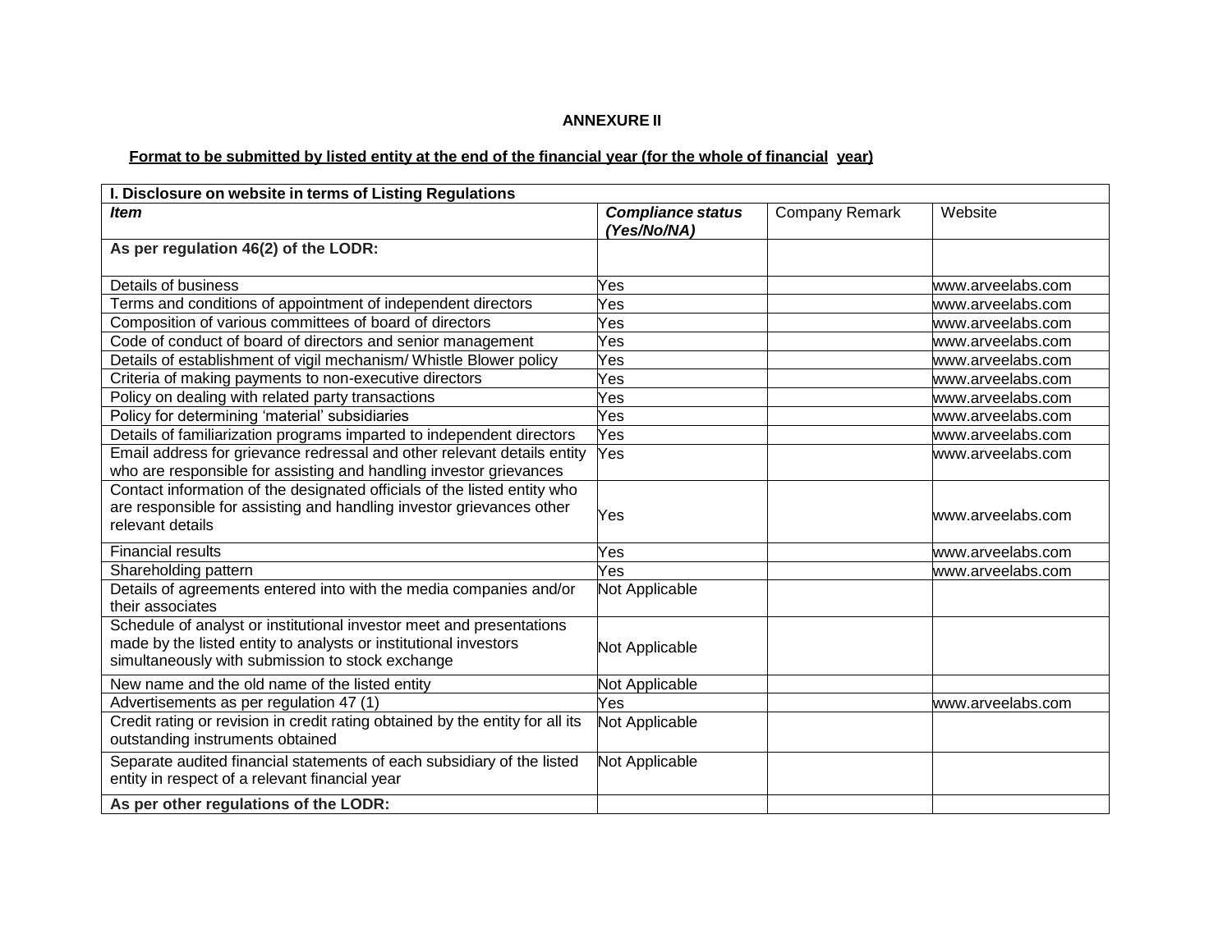**ANNEXURE II**

**<u>Format to be submitted by listed entity at the end of the financial year (for the whole of financial year)</u>**

| **I. Disclosure on website in terms of Listing Regulations** | | | |
|---|---|---|---|
| ***Item*** | ***Compliance status (Yes/No/NA)*** | Company Remark | Website |
| **As per regulation 46(2) of the LODR:** | | | |
| Details of business | Yes | | www.arveelabs.com |
| Terms and conditions of appointment of independent directors | Yes | | www.arveelabs.com |
| Composition of various committees of board of directors | Yes | | www.arveelabs.com |
| Code of conduct of board of directors and senior management | Yes | | www.arveelabs.com |
| Details of establishment of vigil mechanism/ Whistle Blower policy | Yes | | www.arveelabs.com |
| Criteria of making payments to non-executive directors | Yes | | www.arveelabs.com |
| Policy on dealing with related party transactions | Yes | | www.arveelabs.com |
| Policy for determining 'material' subsidiaries | Yes | | www.arveelabs.com |
| Details of familiarization programs imparted to independent directors | Yes | | www.arveelabs.com |
| Email address for grievance redressal and other relevant details entity who are responsible for assisting and handling investor grievances | Yes | | www.arveelabs.com |
| Contact information of the designated officials of the listed entity who are responsible for assisting and handling investor grievances other relevant details | Yes | | www.arveelabs.com |
| Financial results | Yes | | www.arveelabs.com |
| Shareholding pattern | Yes | | www.arveelabs.com |
| Details of agreements entered into with the media companies and/or their associates | Not Applicable | | |
| Schedule of analyst or institutional investor meet and presentations made by the listed entity to analysts or institutional investors simultaneously with submission to stock exchange | Not Applicable | | |
| New name and the old name of the listed entity | Not Applicable | | |
| Advertisements as per regulation 47 (1) | Yes | | www.arveelabs.com |
| Credit rating or revision in credit rating obtained by the entity for all its outstanding instruments obtained | Not Applicable | | |
| Separate audited financial statements of each subsidiary of the listed entity in respect of a relevant financial year | Not Applicable | | |
| **As per other regulations of the LODR:** | | | |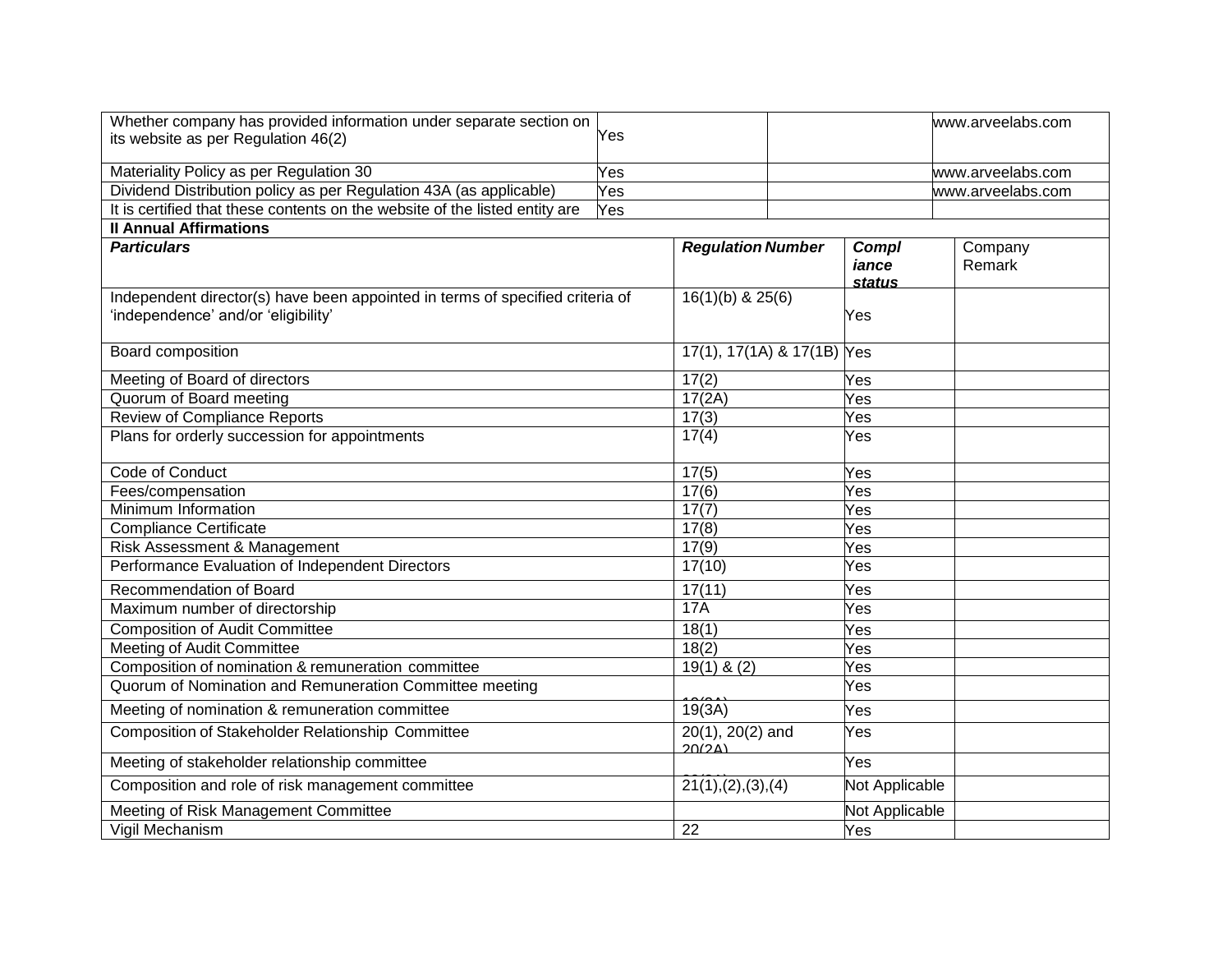| Whether company has provided information under separate section on its website as per Regulation 46(2) | Yes | | www.arveelabs.com |
|---|---|---|---|
| Materiality Policy as per Regulation 30 | Yes | | www.arveelabs.com |
| Dividend Distribution policy as per Regulation 43A (as applicable) | Yes | | www.arveelabs.com |
| It is certified that these contents on the website of the listed entity are | Yes | | |

**II Annual Affirmations**

| ***Particulars*** | ***Regulation Number*** | ***Compliance status*** | Company Remark |
|---|---|---|---|
| Independent director(s) have been appointed in terms of specified criteria of 'independence' and/or 'eligibility' | 16(1)(b) & 25(6) | Yes | |
| Board composition | 17(1), 17(1A) & 17(1B) | Yes | |
| Meeting of Board of directors | 17(2) | Yes | |
| Quorum of Board meeting | 17(2A) | Yes | |
| Review of Compliance Reports | 17(3) | Yes | |
| Plans for orderly succession for appointments | 17(4) | Yes | |
| Code of Conduct | 17(5) | Yes | |
| Fees/compensation | 17(6) | Yes | |
| Minimum Information | 17(7) | Yes | |
| Compliance Certificate | 17(8) | Yes | |
| Risk Assessment & Management | 17(9) | Yes | |
| Performance Evaluation of Independent Directors | 17(10) | Yes | |
| Recommendation of Board | 17(11) | Yes | |
| Maximum number of directorship | 17A | Yes | |
| Composition of Audit Committee | 18(1) | Yes | |
| Meeting of Audit Committee | 18(2) | Yes | |
| Composition of nomination & remuneration committee | 19(1) & (2) | Yes | |
| Quorum of Nomination and Remuneration Committee meeting | 19(2A) | Yes | |
| Meeting of nomination & remuneration committee | 19(3A) | Yes | |
| Composition of Stakeholder Relationship Committee | 20(1), 20(2) and 20(2A) | Yes | |
| Meeting of stakeholder relationship committee | 20(3A) | Yes | |
| Composition and role of risk management committee | 21(1),(2),(3),(4) | Not Applicable | |
| Meeting of Risk Management Committee | | Not Applicable | |
| Vigil Mechanism | 22 | Yes | |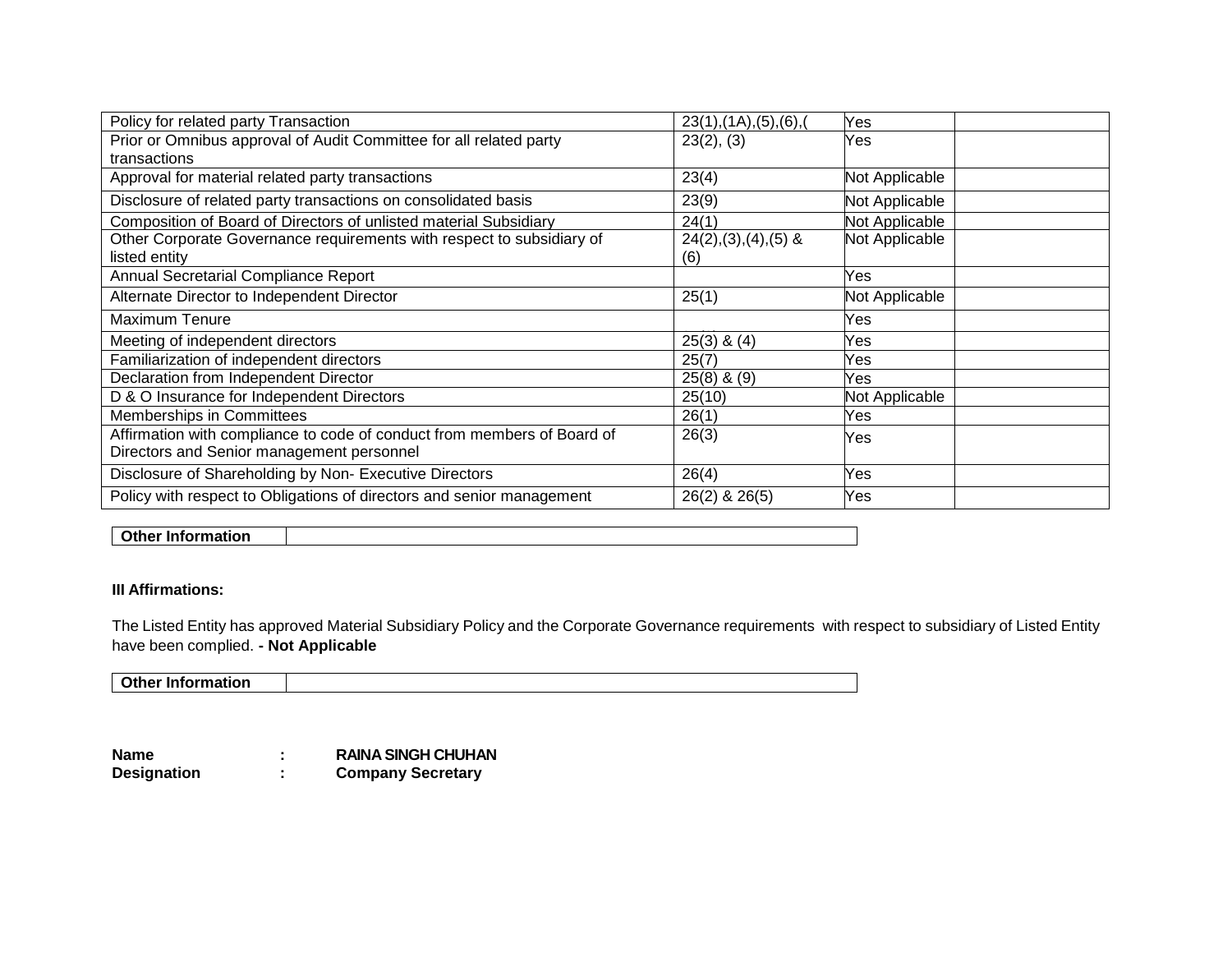| | | | |
|---|---|---|---|
| Policy for related party Transaction | 23(1),(1A),(5),(6),( | Yes | |
| Prior or Omnibus approval of Audit Committee for all related party transactions | 23(2), (3) | Yes | |
| Approval for material related party transactions | 23(4) | Not Applicable | |
| Disclosure of related party transactions on consolidated basis | 23(9) | Not Applicable | |
| Composition of Board of Directors of unlisted material Subsidiary | 24(1) | Not Applicable | |
| Other Corporate Governance requirements with respect to subsidiary of listed entity | 24(2),(3),(4),(5) & (6) | Not Applicable | |
| Annual Secretarial Compliance Report | | Yes | |
| Alternate Director to Independent Director | 25(1) | Not Applicable | |
| Maximum Tenure | | Yes | |
| Meeting of independent directors | 25(3) & (4) | Yes | |
| Familiarization of independent directors | 25(7) | Yes | |
| Declaration from Independent Director | 25(8) & (9) | Yes | |
| D & O Insurance for Independent Directors | 25(10) | Not Applicable | |
| Memberships in Committees | 26(1) | Yes | |
| Affirmation with compliance to code of conduct from members of Board of Directors and Senior management personnel | 26(3) | Yes | |
| Disclosure of Shareholding by Non- Executive Directors | 26(4) | Yes | |
| Policy with respect to Obligations of directors and senior management | 26(2) & 26(5) | Yes | |

| **Other Information** | |
|---|---|

**III Affirmations:**

The Listed Entity has approved Material Subsidiary Policy and the Corporate Governance requirements with respect to subsidiary of Listed Entity have been complied. **- Not Applicable**

| **Other Information** | |
|---|---|

**Name** : **RAINA SINGH CHUHAN**
**Designation** : **Company Secretary**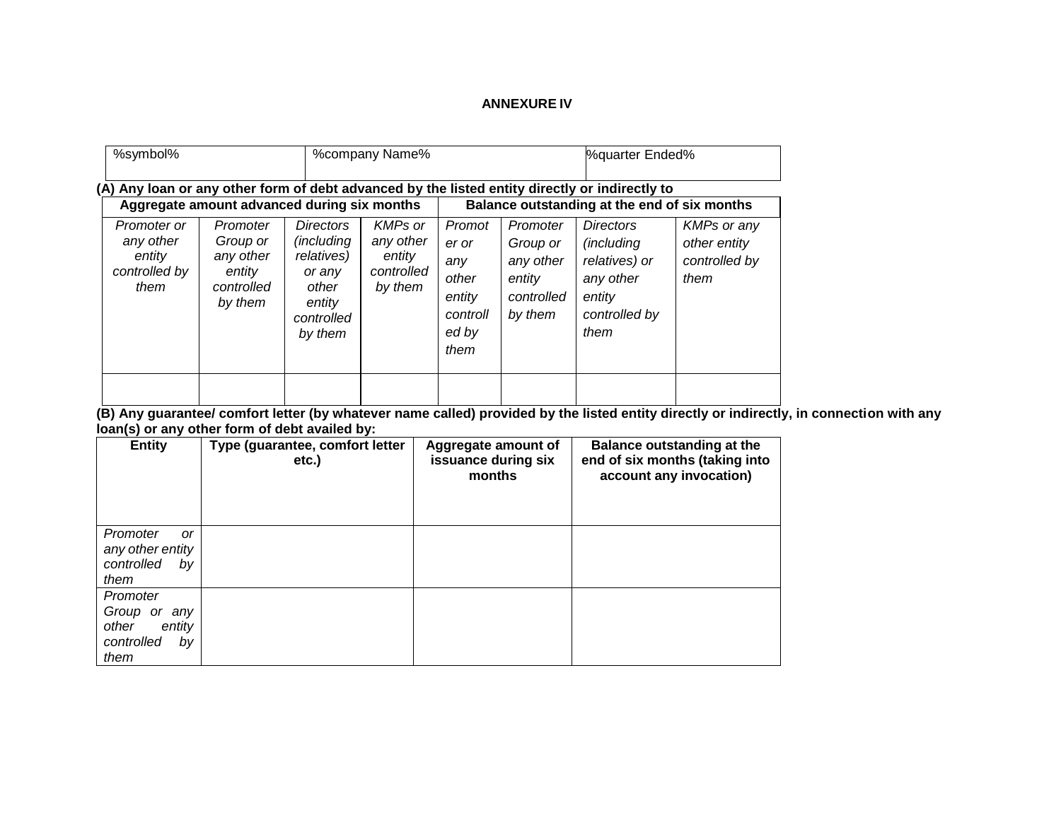**ANNEXURE IV**

| %symbol% | %company Name% | %quarter Ended% |
|---|---|---|
| | | |

**(A) Any loan or any other form of debt advanced by the listed entity directly or indirectly to**

| **Aggregate amount advanced during six months** | | | | **Balance outstanding at the end of six months** | | | |
|---|---|---|---|---|---|---|---|
| *Promoter or any other entity controlled by them* | *Promoter Group or any other entity controlled by them* | *Directors (including relatives) or any other entity controlled by them* | *KMPs or any other entity controlled by them* | *Promoter or any other entity controlled by them* | *Promoter Group or any other entity controlled by them* | *Directors (including relatives) or any other entity controlled by them* | *KMPs or any other entity controlled by them* |
| | | | | | | | |

**(B) Any guarantee/ comfort letter (by whatever name called) provided by the listed entity directly or indirectly, in connection with any loan(s) or any other form of debt availed by:**

| **Entity** | **Type (guarantee, comfort letter etc.)** | **Aggregate amount of issuance during six months** | **Balance outstanding at the end of six months (taking into account any invocation)** |
|---|---|---|---|
| *Promoter or any other entity controlled by them* | | | |
| *Promoter Group or any other entity controlled by them* | | | |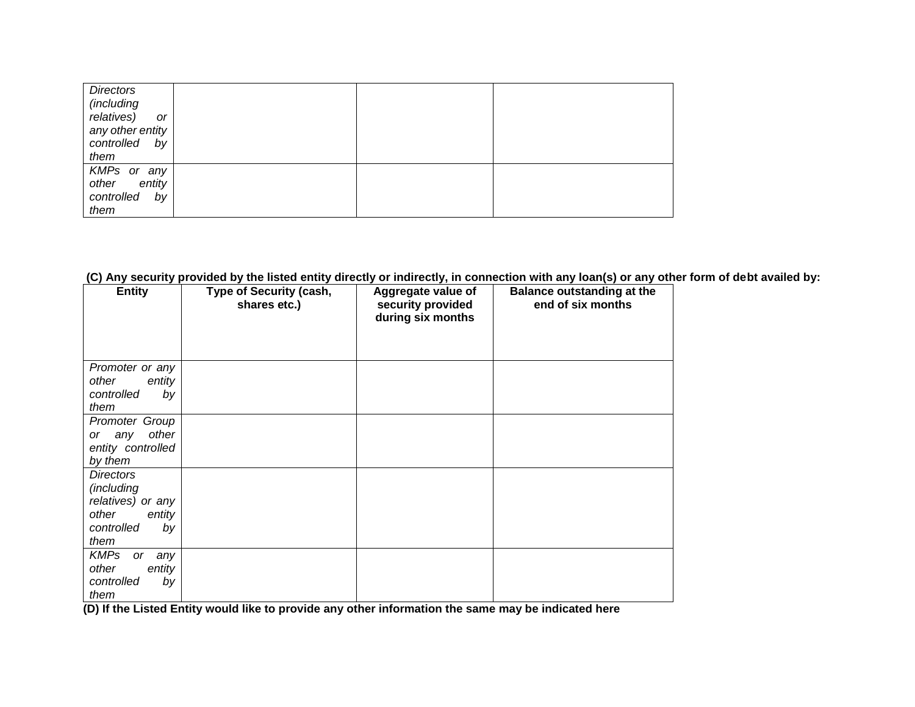| | | | |
|---|---|---|---|
| *Directors (including relatives) or any other entity controlled by them* | | | |
| *KMPs or any other entity controlled by them* | | | |

**(C) Any security provided by the listed entity directly or indirectly, in connection with any loan(s) or any other form of debt availed by:**

| Entity | Type of Security (cash, shares etc.) | Aggregate value of security provided during six months | Balance outstanding at the end of six months |
|---|---|---|---|
| *Promoter or any other entity controlled by them* | | | |
| *Promoter Group or any other entity controlled by them* | | | |
| *Directors (including relatives) or any other entity controlled by them* | | | |
| *KMPs or any other entity controlled by them* | | | |

**(D) If the Listed Entity would like to provide any other information the same may be indicated here**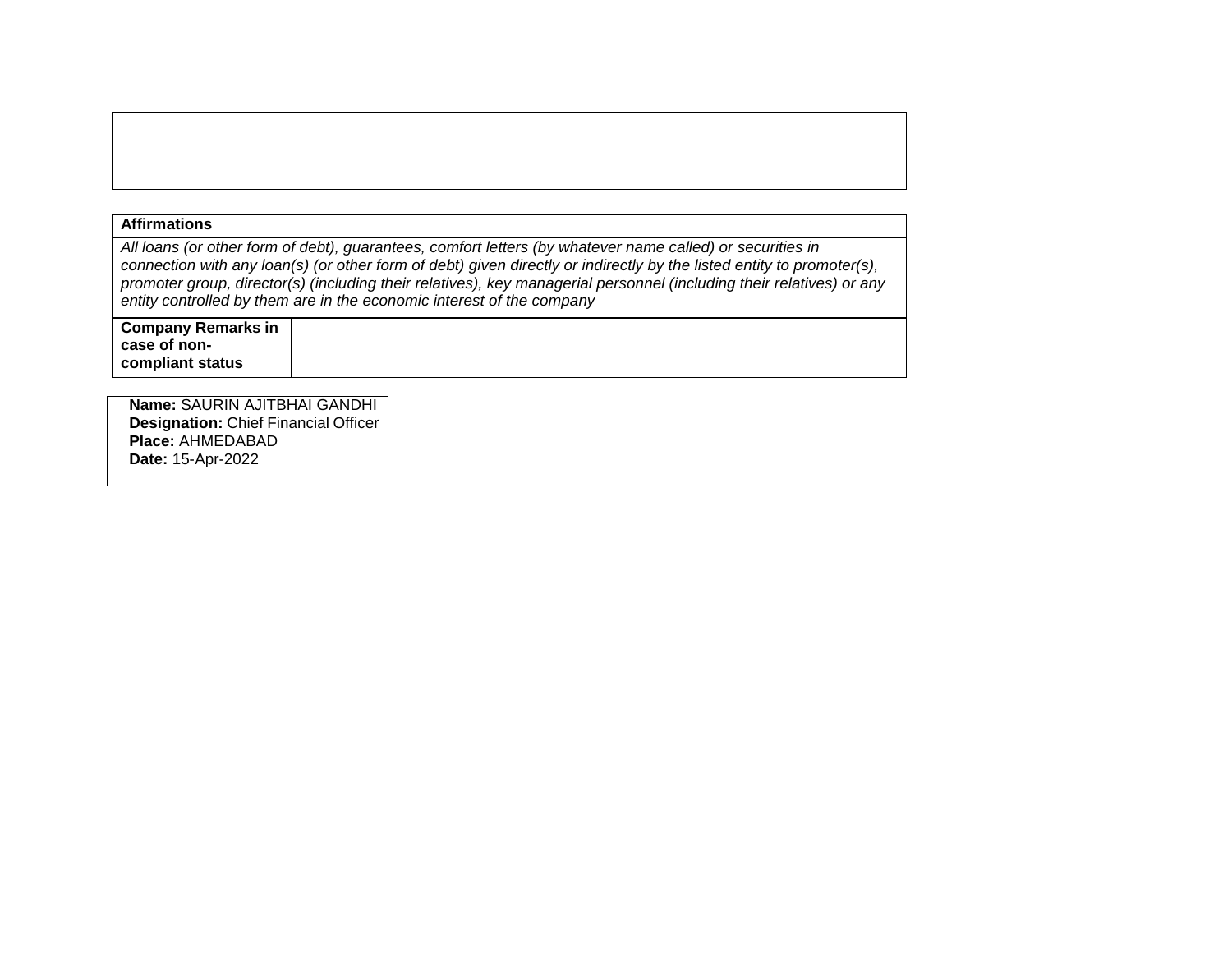| Affirmations | |
|---|---|
| *All loans (or other form of debt), guarantees, comfort letters (by whatever name called) or securities in connection with any loan(s) (or other form of debt) given directly or indirectly by the listed entity to promoter(s), promoter group, director(s) (including their relatives), key managerial personnel (including their relatives) or any entity controlled by them are in the economic interest of the company* | |
| **Company Remarks in case of non-compliant status** | |

**Name:** SAURIN AJITBHAI GANDHI
**Designation:** Chief Financial Officer
**Place:** AHMEDABAD
**Date:** 15-Apr-2022